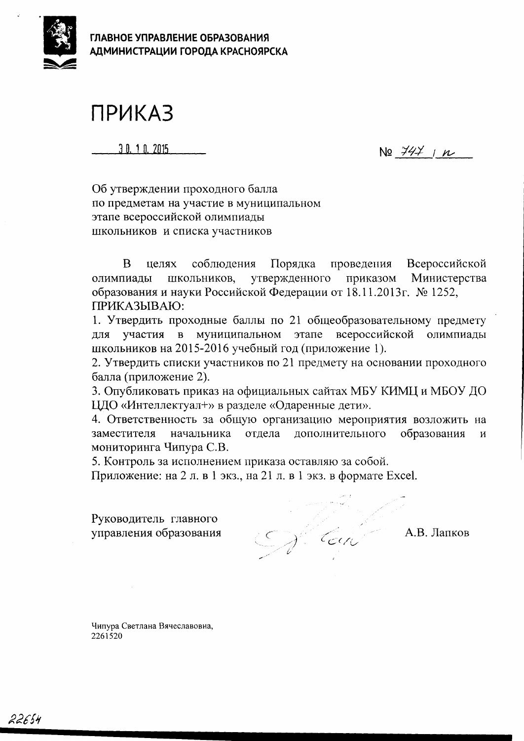**ГЛАВНОЕ УПРАВЛЕНИЕ ОБРАЗОВАНИЯ**
**АДМИНИСТРАЦИИ ГОРОДА КРАСНОЯРСКА**

# ПРИКАЗ

30.10.2015 № 747/п

Об утверждении проходного балла
по предметам на участие в муниципальном
этапе всероссийской олимпиады
школьников и списка участников

В целях соблюдения Порядка проведения Всероссийской олимпиады школьников, утвержденного приказом Министерства образования и науки Российской Федерации от 18.11.2013г. № 1252,
ПРИКАЗЫВАЮ:

1. Утвердить проходные баллы по 21 общеобразовательному предмету для участия в муниципальном этапе всероссийской олимпиады школьников на 2015-2016 учебный год (приложение 1).
2. Утвердить списки участников по 21 предмету на основании проходного балла (приложение 2).
3. Опубликовать приказ на официальных сайтах МБУ КИМЦ и МБОУ ДО ЦДО «Интеллектуал+» в разделе «Одаренные дети».
4. Ответственность за общую организацию мероприятия возложить на заместителя начальника отдела дополнительного образования и мониторинга Чипура С.В.
5. Контроль за исполнением приказа оставляю за собой.

Приложение: на 2 л. в 1 экз., на 21 л. в 1 экз. в формате Excel.

Руководитель главного
управления образования А.В. Лапков

Чипура Светлана Вячеславовна,
2261520

22654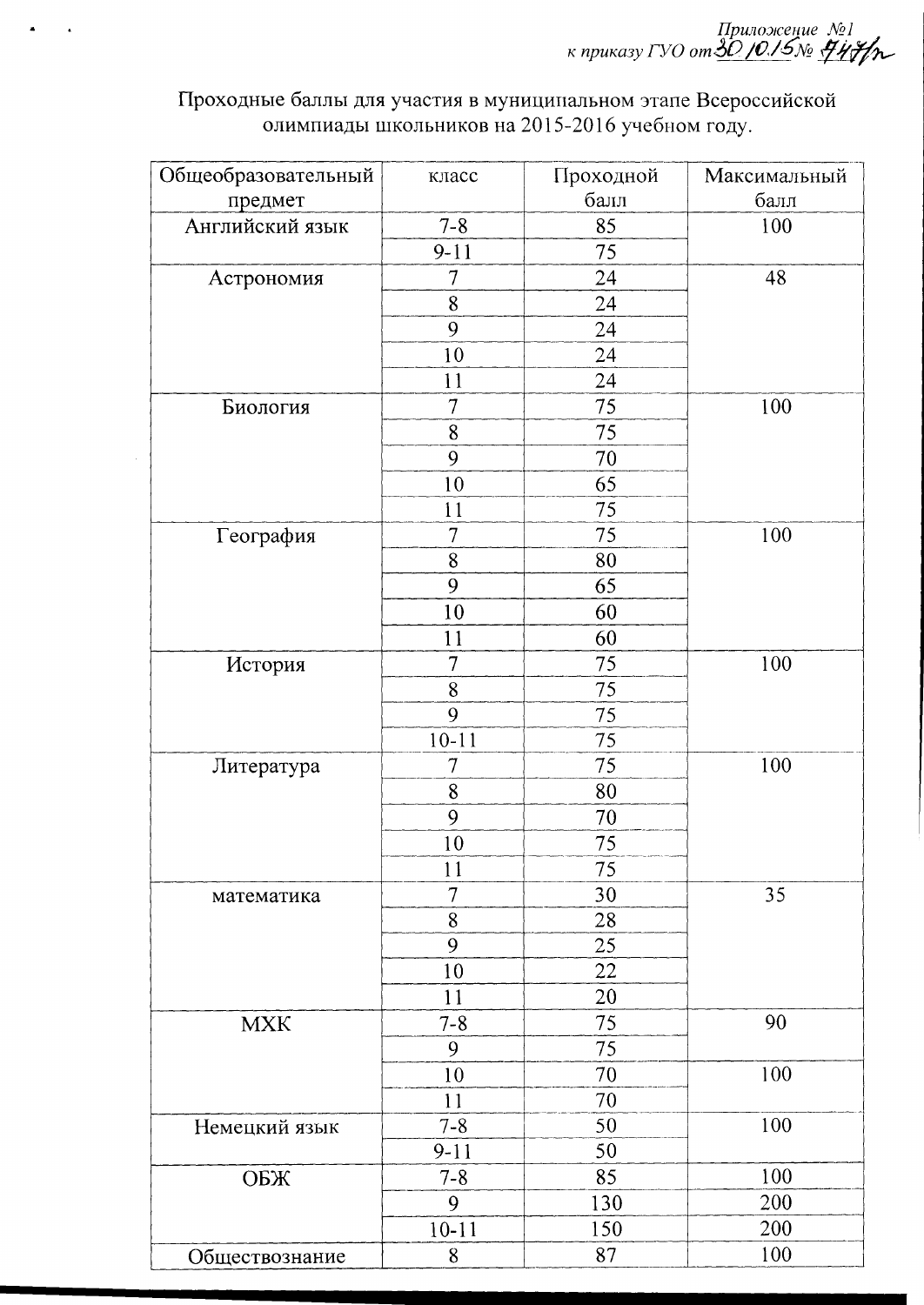*Приложение №1*
*к приказу ГУО от 30.10.15 № 747/п*

Проходные баллы для участия в муниципальном этапе Всероссийской олимпиады школьников на 2015-2016 учебном году.

| Общеобразовательный предмет | класс | Проходной балл | Максимальный балл |
|---|---|---|---|
| Английский язык | 7-8 | 85 | 100 |
| | 9-11 | 75 | |
| Астрономия | 7 | 24 | 48 |
| | 8 | 24 | |
| | 9 | 24 | |
| | 10 | 24 | |
| | 11 | 24 | |
| Биология | 7 | 75 | 100 |
| | 8 | 75 | |
| | 9 | 70 | |
| | 10 | 65 | |
| | 11 | 75 | |
| География | 7 | 75 | 100 |
| | 8 | 80 | |
| | 9 | 65 | |
| | 10 | 60 | |
| | 11 | 60 | |
| История | 7 | 75 | 100 |
| | 8 | 75 | |
| | 9 | 75 | |
| | 10-11 | 75 | |
| Литература | 7 | 75 | 100 |
| | 8 | 80 | |
| | 9 | 70 | |
| | 10 | 75 | |
| | 11 | 75 | |
| математика | 7 | 30 | 35 |
| | 8 | 28 | |
| | 9 | 25 | |
| | 10 | 22 | |
| | 11 | 20 | |
| МХК | 7-8 | 75 | 90 |
| | 9 | 75 | |
| | 10 | 70 | 100 |
| | 11 | 70 | |
| Немецкий язык | 7-8 | 50 | 100 |
| | 9-11 | 50 | |
| ОБЖ | 7-8 | 85 | 100 |
| | 9 | 130 | 200 |
| | 10-11 | 150 | 200 |
| Обществознание | 8 | 87 | 100 |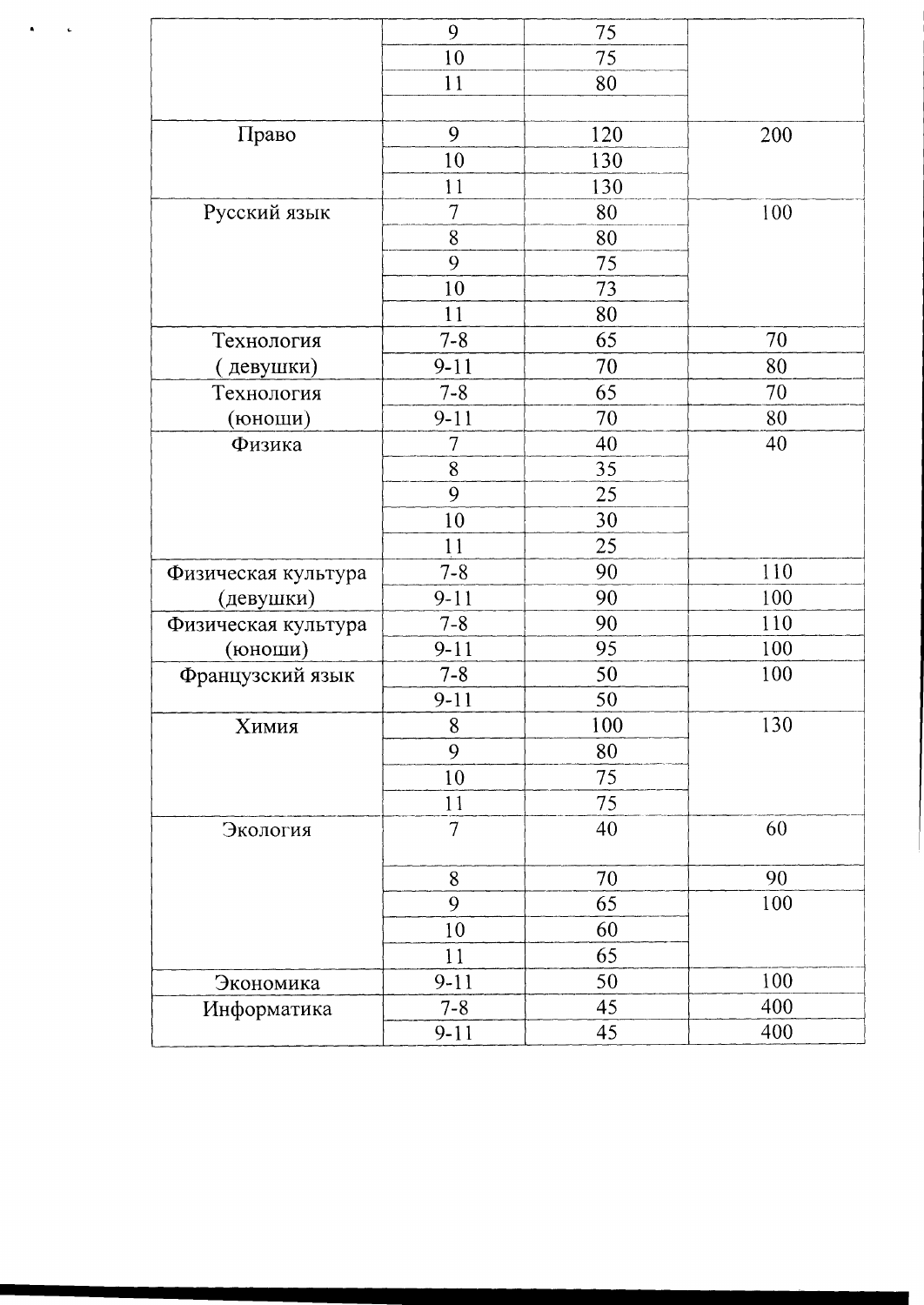| | | | |
|---|---|---|---|
| | 9 | 75 | |
| | 10 | 75 | |
| | 11 | 80 | |
| | | | |
| Право | 9 | 120 | 200 |
| | 10 | 130 | |
| | 11 | 130 | |
| Русский язык | 7 | 80 | 100 |
| | 8 | 80 | |
| | 9 | 75 | |
| | 10 | 73 | |
| | 11 | 80 | |
| Технология ( девушки) | 7-8 | 65 | 70 |
| | 9-11 | 70 | 80 |
| Технология (юноши) | 7-8 | 65 | 70 |
| | 9-11 | 70 | 80 |
| Физика | 7 | 40 | 40 |
| | 8 | 35 | |
| | 9 | 25 | |
| | 10 | 30 | |
| | 11 | 25 | |
| Физическая культура (девушки) | 7-8 | 90 | 110 |
| | 9-11 | 90 | 100 |
| Физическая культура (юноши) | 7-8 | 90 | 110 |
| | 9-11 | 95 | 100 |
| Французский язык | 7-8 | 50 | 100 |
| | 9-11 | 50 | |
| Химия | 8 | 100 | 130 |
| | 9 | 80 | |
| | 10 | 75 | |
| | 11 | 75 | |
| Экология | 7 | 40 | 60 |
| | 8 | 70 | 90 |
| | 9 | 65 | 100 |
| | 10 | 60 | |
| | 11 | 65 | |
| Экономика | 9-11 | 50 | 100 |
| Информатика | 7-8 | 45 | 400 |
| | 9-11 | 45 | 400 |